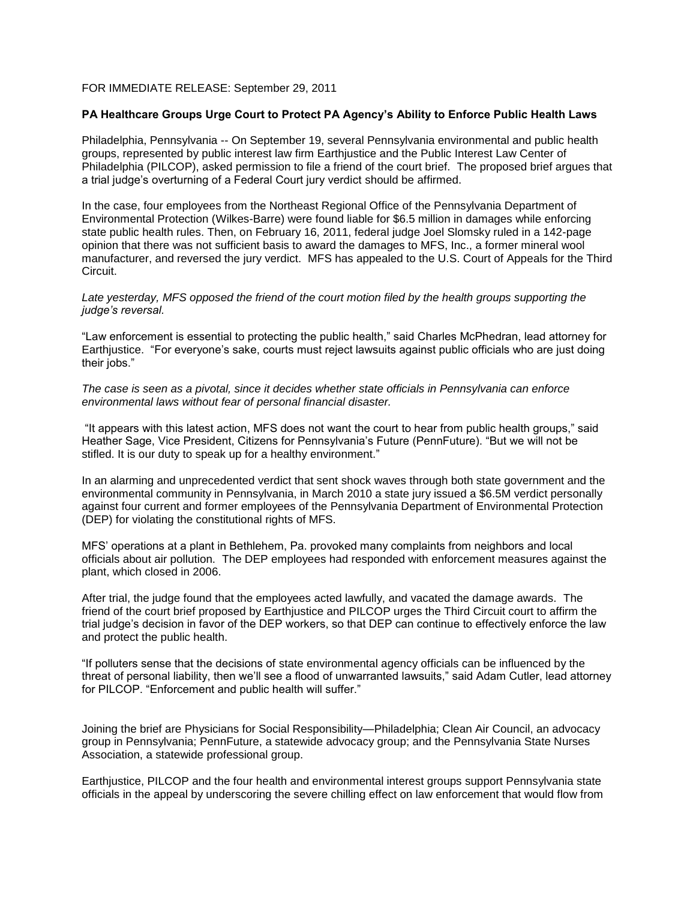FOR IMMEDIATE RELEASE: September 29, 2011

**PA Healthcare Groups Urge Court to Protect PA Agency's Ability to Enforce Public Health Laws**

Philadelphia, Pennsylvania -- On September 19, several Pennsylvania environmental and public health groups, represented by public interest law firm Earthjustice and the Public Interest Law Center of Philadelphia (PILCOP), asked permission to file a friend of the court brief. The proposed brief argues that a trial judge's overturning of a Federal Court jury verdict should be affirmed.

In the case, four employees from the Northeast Regional Office of the Pennsylvania Department of Environmental Protection (Wilkes-Barre) were found liable for $6.5 million in damages while enforcing state public health rules. Then, on February 16, 2011, federal judge Joel Slomsky ruled in a 142-page opinion that there was not sufficient basis to award the damages to MFS, Inc., a former mineral wool manufacturer, and reversed the jury verdict. MFS has appealed to the U.S. Court of Appeals for the Third Circuit.

*Late yesterday, MFS opposed the friend of the court motion filed by the health groups supporting the judge's reversal.*

"Law enforcement is essential to protecting the public health," said Charles McPhedran, lead attorney for Earthjustice. "For everyone's sake, courts must reject lawsuits against public officials who are just doing their jobs."

*The case is seen as a pivotal, since it decides whether state officials in Pennsylvania can enforce environmental laws without fear of personal financial disaster.*

"It appears with this latest action, MFS does not want the court to hear from public health groups," said Heather Sage, Vice President, Citizens for Pennsylvania's Future (PennFuture). "But we will not be stifled. It is our duty to speak up for a healthy environment."

In an alarming and unprecedented verdict that sent shock waves through both state government and the environmental community in Pennsylvania, in March 2010 a state jury issued a $6.5M verdict personally against four current and former employees of the Pennsylvania Department of Environmental Protection (DEP) for violating the constitutional rights of MFS.

MFS' operations at a plant in Bethlehem, Pa. provoked many complaints from neighbors and local officials about air pollution. The DEP employees had responded with enforcement measures against the plant, which closed in 2006.

After trial, the judge found that the employees acted lawfully, and vacated the damage awards. The friend of the court brief proposed by Earthjustice and PILCOP urges the Third Circuit court to affirm the trial judge's decision in favor of the DEP workers, so that DEP can continue to effectively enforce the law and protect the public health.

"If polluters sense that the decisions of state environmental agency officials can be influenced by the threat of personal liability, then we'll see a flood of unwarranted lawsuits," said Adam Cutler, lead attorney for PILCOP. "Enforcement and public health will suffer."

Joining the brief are Physicians for Social Responsibility—Philadelphia; Clean Air Council, an advocacy group in Pennsylvania; PennFuture, a statewide advocacy group; and the Pennsylvania State Nurses Association, a statewide professional group.

Earthjustice, PILCOP and the four health and environmental interest groups support Pennsylvania state officials in the appeal by underscoring the severe chilling effect on law enforcement that would flow from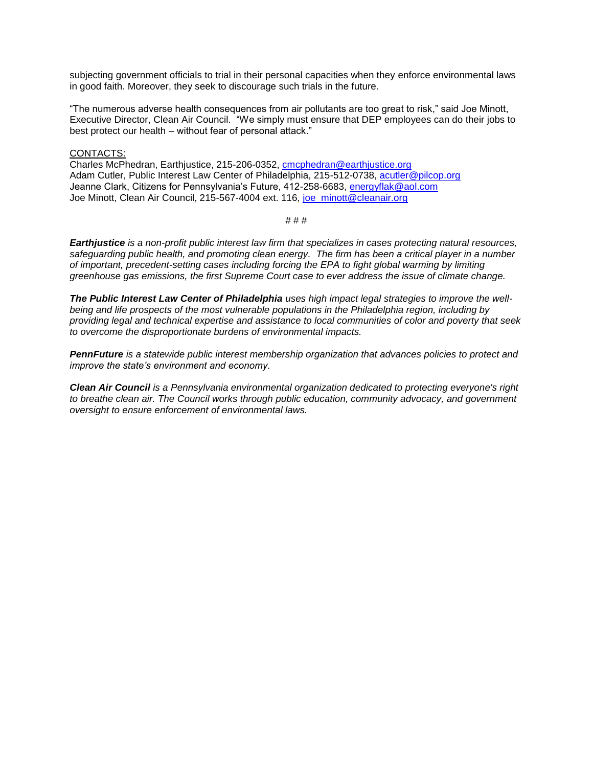subjecting government officials to trial in their personal capacities when they enforce environmental laws in good faith. Moreover, they seek to discourage such trials in the future.

"The numerous adverse health consequences from air pollutants are too great to risk," said Joe Minott, Executive Director, Clean Air Council. "We simply must ensure that DEP employees can do their jobs to best protect our health – without fear of personal attack."

CONTACTS:
Charles McPhedran, Earthjustice, 215-206-0352, cmcphedran@earthjustice.org
Adam Cutler, Public Interest Law Center of Philadelphia, 215-512-0738, acutler@pilcop.org
Jeanne Clark, Citizens for Pennsylvania's Future, 412-258-6683, energyflak@aol.com
Joe Minott, Clean Air Council, 215-567-4004 ext. 116, joe_minott@cleanair.org

# # #

***Earthjustice*** *is a non-profit public interest law firm that specializes in cases protecting natural resources, safeguarding public health, and promoting clean energy. The firm has been a critical player in a number of important, precedent-setting cases including forcing the EPA to fight global warming by limiting greenhouse gas emissions, the first Supreme Court case to ever address the issue of climate change.*

***The Public Interest Law Center of Philadelphia*** *uses high impact legal strategies to improve the well-being and life prospects of the most vulnerable populations in the Philadelphia region, including by providing legal and technical expertise and assistance to local communities of color and poverty that seek to overcome the disproportionate burdens of environmental impacts.*

***PennFuture*** *is a statewide public interest membership organization that advances policies to protect and improve the state's environment and economy.*

***Clean Air Council*** *is a Pennsylvania environmental organization dedicated to protecting everyone's right to breathe clean air. The Council works through public education, community advocacy, and government oversight to ensure enforcement of environmental laws.*